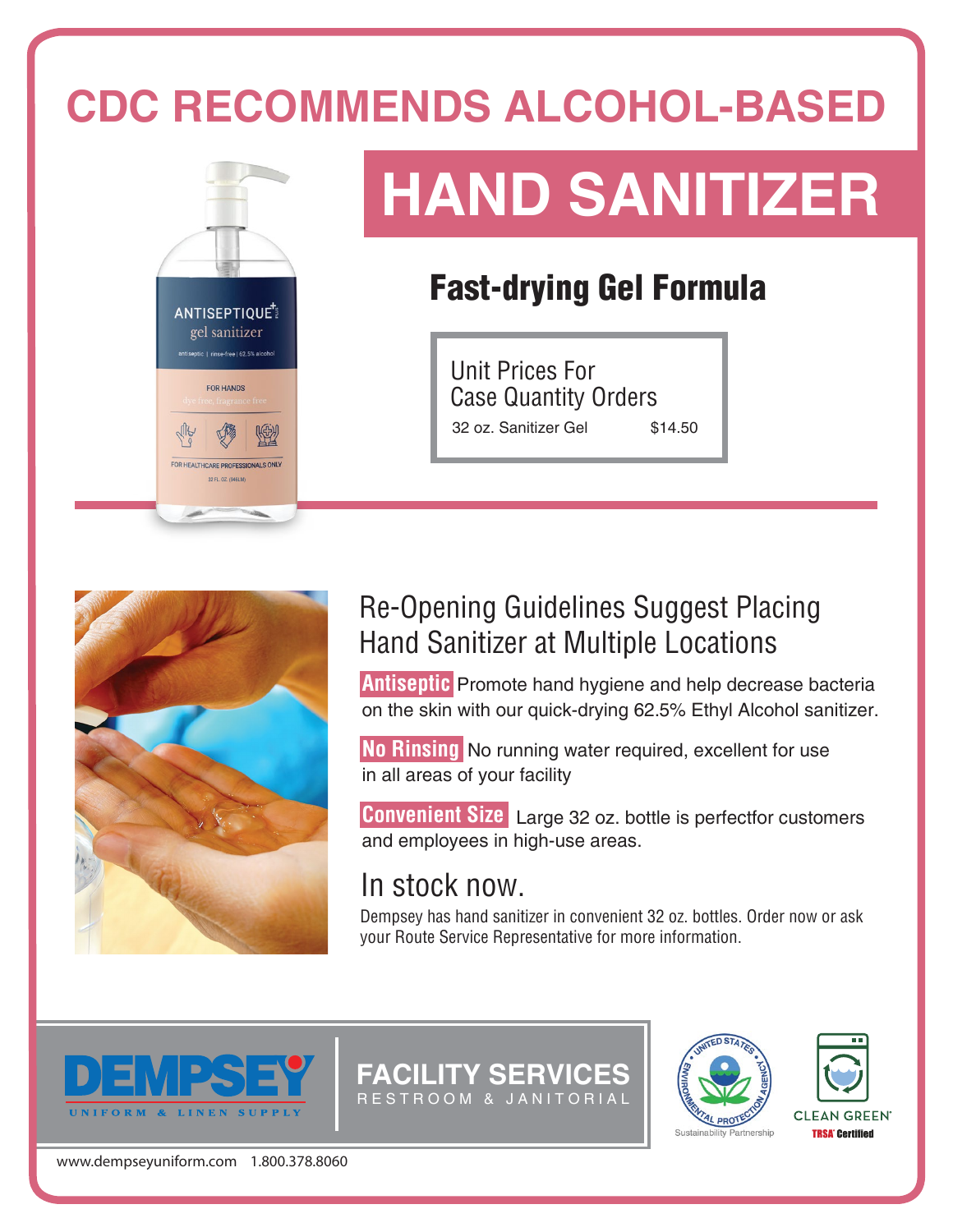# CDC RECOMMENDS ALCOHOL-BASED

# HAND SANITIZER

## Fast-drying Gel Formula

| Unit Prices For Case Quantity Orders | |
|---|---|
| 32 oz. Sanitizer Gel | $14.50 |

## Re-Opening Guidelines Suggest Placing Hand Sanitizer at Multiple Locations

**Antiseptic** Promote hand hygiene and help decrease bacteria on the skin with our quick-drying 62.5% Ethyl Alcohol sanitizer.

**No Rinsing** No running water required, excellent for use in all areas of your facility

**Convenient Size** Large 32 oz. bottle is perfectfor customers and employees in high-use areas.

## In stock now.

Dempsey has hand sanitizer in convenient 32 oz. bottles. Order now or ask your Route Service Representative for more information.

**DEMPSEY** UNIFORM & LINEN SUPPLY

**FACILITY SERVICES**
RESTROOM & JANITORIAL

United States Environmental Protection Agency Sustainability Partnership

CLEAN GREEN TRSA Certified

www.dempseyuniform.com 1.800.378.8060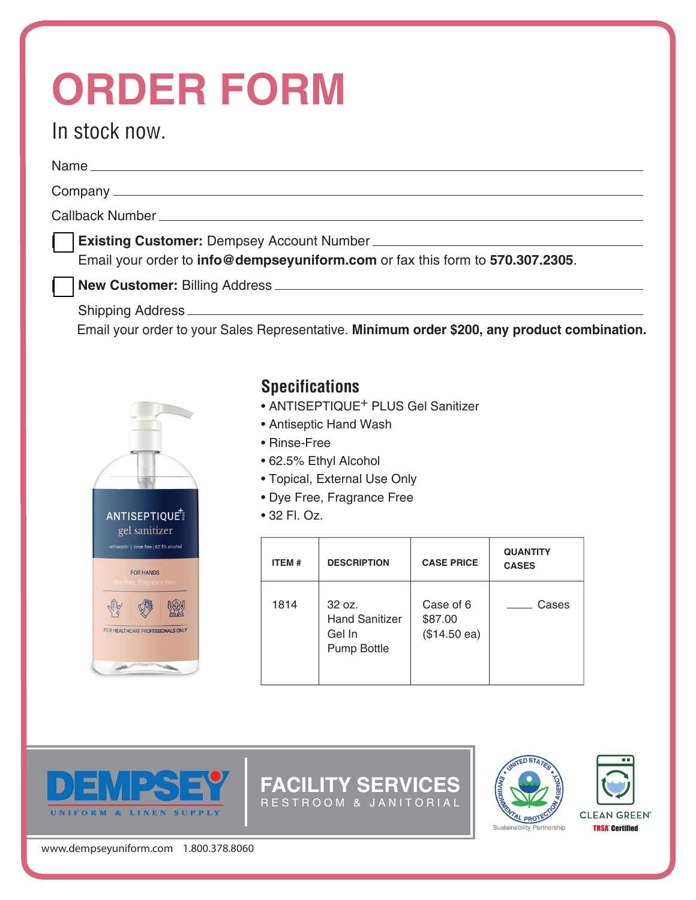# ORDER FORM

In stock now.

Name \_\_\_\_\_\_\_\_\_\_\_\_\_\_\_\_\_\_\_\_\_\_\_\_\_\_\_\_\_\_\_\_

Company \_\_\_\_\_\_\_\_\_\_\_\_\_\_\_\_\_\_\_\_\_\_\_\_\_\_\_\_\_\_\_\_

Callback Number \_\_\_\_\_\_\_\_\_\_\_\_\_\_\_\_\_\_\_\_\_\_\_\_\_\_\_\_\_\_\_\_

☐ **Existing Customer:** Dempsey Account Number \_\_\_\_\_\_\_\_\_\_\_\_\_\_\_\_\_\_\_\_\_\_\_\_\_\_\_\_\_\_\_\_

Email your order to **info@dempseyuniform.com** or fax this form to **570.307.2305**.

☐ **New Customer:** Billing Address \_\_\_\_\_\_\_\_\_\_\_\_\_\_\_\_\_\_\_\_\_\_\_\_\_\_\_\_\_\_\_\_

Shipping Address \_\_\_\_\_\_\_\_\_\_\_\_\_\_\_\_\_\_\_\_\_\_\_\_\_\_\_\_\_\_\_\_

Email your order to your Sales Representative. **Minimum order $200, any product combination.**

## Specifications

- ANTISEPTIQUE+ PLUS Gel Sanitizer
- Antiseptic Hand Wash
- Rinse-Free
- 62.5% Ethyl Alcohol
- Topical, External Use Only
- Dye Free, Fragrance Free
- 32 Fl. Oz.

| ITEM # | DESCRIPTION | CASE PRICE | QUANTITY CASES |
|---|---|---|---|
| 1814 | 32 oz. Hand Sanitizer Gel In Pump Bottle | Case of 6 $87.00 ($14.50 ea) | \_\_\_\_ Cases |

DEMPSEY UNIFORM & LINEN SUPPLY

FACILITY SERVICES
RESTROOM & JANITORIAL

Sustainability Partnership

CLEAN GREEN TRSA Certified

www.dempseyuniform.com 1.800.378.8060